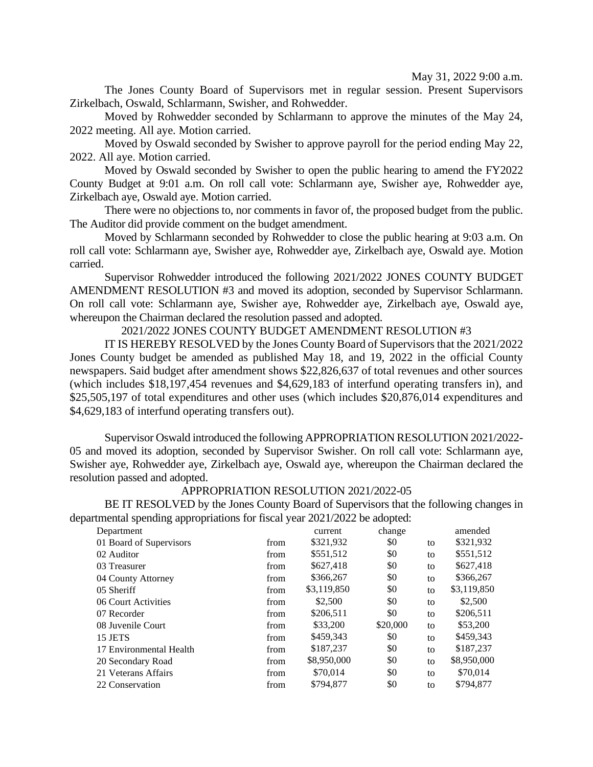May 31, 2022 9:00 a.m.

The Jones County Board of Supervisors met in regular session. Present Supervisors Zirkelbach, Oswald, Schlarmann, Swisher, and Rohwedder.

Moved by Rohwedder seconded by Schlarmann to approve the minutes of the May 24, 2022 meeting. All aye. Motion carried.

Moved by Oswald seconded by Swisher to approve payroll for the period ending May 22, 2022. All aye. Motion carried.

Moved by Oswald seconded by Swisher to open the public hearing to amend the FY2022 County Budget at 9:01 a.m. On roll call vote: Schlarmann aye, Swisher aye, Rohwedder aye, Zirkelbach aye, Oswald aye. Motion carried.

There were no objections to, nor comments in favor of, the proposed budget from the public. The Auditor did provide comment on the budget amendment.

Moved by Schlarmann seconded by Rohwedder to close the public hearing at 9:03 a.m. On roll call vote: Schlarmann aye, Swisher aye, Rohwedder aye, Zirkelbach aye, Oswald aye. Motion carried.

Supervisor Rohwedder introduced the following 2021/2022 JONES COUNTY BUDGET AMENDMENT RESOLUTION #3 and moved its adoption, seconded by Supervisor Schlarmann. On roll call vote: Schlarmann aye, Swisher aye, Rohwedder aye, Zirkelbach aye, Oswald aye, whereupon the Chairman declared the resolution passed and adopted.

2021/2022 JONES COUNTY BUDGET AMENDMENT RESOLUTION #3

IT IS HEREBY RESOLVED by the Jones County Board of Supervisors that the 2021/2022 Jones County budget be amended as published May 18, and 19, 2022 in the official County newspapers. Said budget after amendment shows $22,826,637 of total revenues and other sources (which includes $18,197,454 revenues and $4,629,183 of interfund operating transfers in), and $25,505,197 of total expenditures and other uses (which includes $20,876,014 expenditures and $4,629,183 of interfund operating transfers out).

Supervisor Oswald introduced the following APPROPRIATION RESOLUTION 2021/2022-05 and moved its adoption, seconded by Supervisor Swisher. On roll call vote: Schlarmann aye, Swisher aye, Rohwedder aye, Zirkelbach aye, Oswald aye, whereupon the Chairman declared the resolution passed and adopted.

APPROPRIATION RESOLUTION 2021/2022-05

BE IT RESOLVED by the Jones County Board of Supervisors that the following changes in departmental spending appropriations for fiscal year 2021/2022 be adopted:

| Department | | current | change | | amended |
|---|---|---|---|---|---|
| 01 Board of Supervisors | from | $321,932 | $0 | to | $321,932 |
| 02 Auditor | from | $551,512 | $0 | to | $551,512 |
| 03 Treasurer | from | $627,418 | $0 | to | $627,418 |
| 04 County Attorney | from | $366,267 | $0 | to | $366,267 |
| 05 Sheriff | from | $3,119,850 | $0 | to | $3,119,850 |
| 06 Court Activities | from | $2,500 | $0 | to | $2,500 |
| 07 Recorder | from | $206,511 | $0 | to | $206,511 |
| 08 Juvenile Court | from | $33,200 | $20,000 | to | $53,200 |
| 15 JETS | from | $459,343 | $0 | to | $459,343 |
| 17 Environmental Health | from | $187,237 | $0 | to | $187,237 |
| 20 Secondary Road | from | $8,950,000 | $0 | to | $8,950,000 |
| 21 Veterans Affairs | from | $70,014 | $0 | to | $70,014 |
| 22 Conservation | from | $794,877 | $0 | to | $794,877 |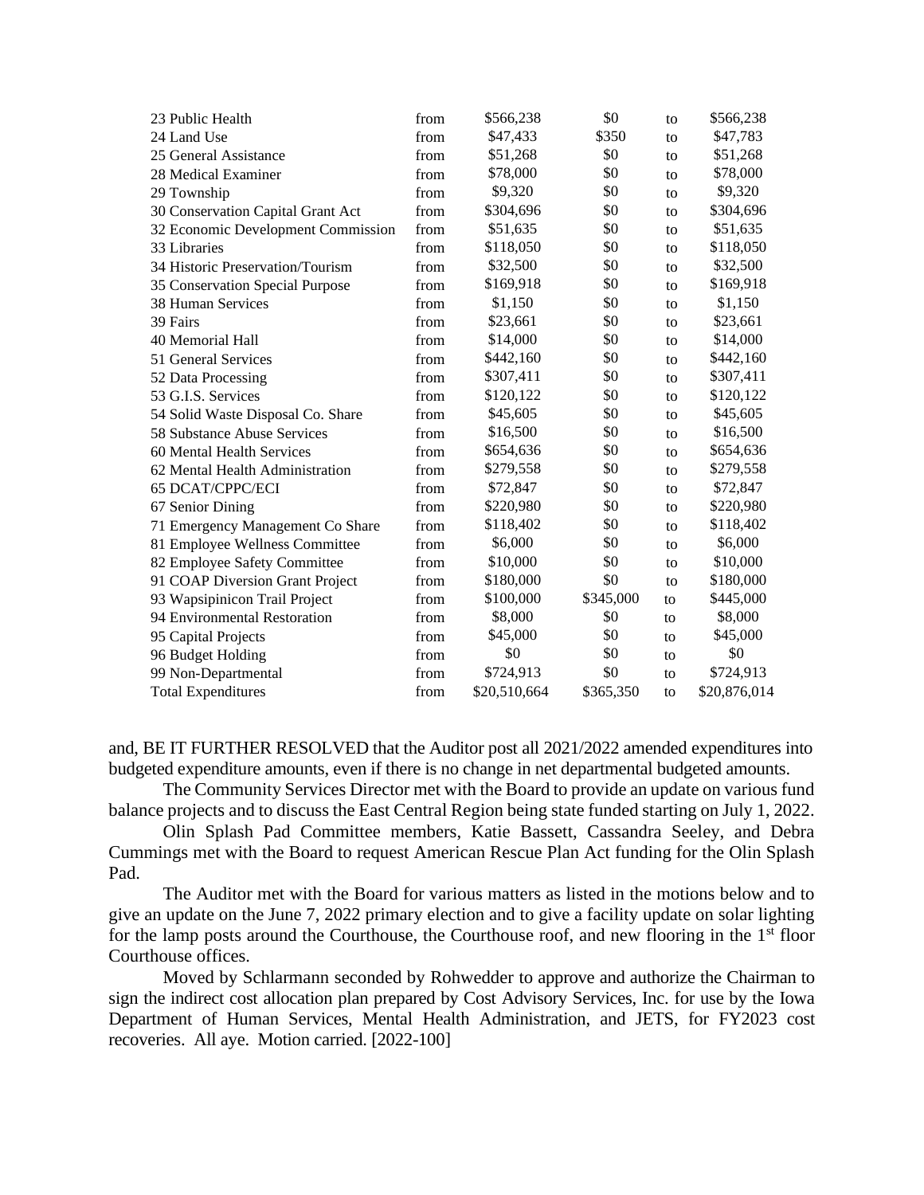| | | | | | |
|---|---|---|---|---|---|
| 23 Public Health | from | $566,238 | $0 | to | $566,238 |
| 24 Land Use | from | $47,433 | $350 | to | $47,783 |
| 25 General Assistance | from | $51,268 | $0 | to | $51,268 |
| 28 Medical Examiner | from | $78,000 | $0 | to | $78,000 |
| 29 Township | from | $9,320 | $0 | to | $9,320 |
| 30 Conservation Capital Grant Act | from | $304,696 | $0 | to | $304,696 |
| 32 Economic Development Commission | from | $51,635 | $0 | to | $51,635 |
| 33 Libraries | from | $118,050 | $0 | to | $118,050 |
| 34 Historic Preservation/Tourism | from | $32,500 | $0 | to | $32,500 |
| 35 Conservation Special Purpose | from | $169,918 | $0 | to | $169,918 |
| 38 Human Services | from | $1,150 | $0 | to | $1,150 |
| 39 Fairs | from | $23,661 | $0 | to | $23,661 |
| 40 Memorial Hall | from | $14,000 | $0 | to | $14,000 |
| 51 General Services | from | $442,160 | $0 | to | $442,160 |
| 52 Data Processing | from | $307,411 | $0 | to | $307,411 |
| 53 G.I.S. Services | from | $120,122 | $0 | to | $120,122 |
| 54 Solid Waste Disposal Co. Share | from | $45,605 | $0 | to | $45,605 |
| 58 Substance Abuse Services | from | $16,500 | $0 | to | $16,500 |
| 60 Mental Health Services | from | $654,636 | $0 | to | $654,636 |
| 62 Mental Health Administration | from | $279,558 | $0 | to | $279,558 |
| 65 DCAT/CPPC/ECI | from | $72,847 | $0 | to | $72,847 |
| 67 Senior Dining | from | $220,980 | $0 | to | $220,980 |
| 71 Emergency Management Co Share | from | $118,402 | $0 | to | $118,402 |
| 81 Employee Wellness Committee | from | $6,000 | $0 | to | $6,000 |
| 82 Employee Safety Committee | from | $10,000 | $0 | to | $10,000 |
| 91 COAP Diversion Grant Project | from | $180,000 | $0 | to | $180,000 |
| 93 Wapsipinicon Trail Project | from | $100,000 | $345,000 | to | $445,000 |
| 94 Environmental Restoration | from | $8,000 | $0 | to | $8,000 |
| 95 Capital Projects | from | $45,000 | $0 | to | $45,000 |
| 96 Budget Holding | from | $0 | $0 | to | $0 |
| 99 Non-Departmental | from | $724,913 | $0 | to | $724,913 |
| Total Expenditures | from | $20,510,664 | $365,350 | to | $20,876,014 |

and, BE IT FURTHER RESOLVED that the Auditor post all 2021/2022 amended expenditures into budgeted expenditure amounts, even if there is no change in net departmental budgeted amounts.

The Community Services Director met with the Board to provide an update on various fund balance projects and to discuss the East Central Region being state funded starting on July 1, 2022.

Olin Splash Pad Committee members, Katie Bassett, Cassandra Seeley, and Debra Cummings met with the Board to request American Rescue Plan Act funding for the Olin Splash Pad.

The Auditor met with the Board for various matters as listed in the motions below and to give an update on the June 7, 2022 primary election and to give a facility update on solar lighting for the lamp posts around the Courthouse, the Courthouse roof, and new flooring in the 1st floor Courthouse offices.

Moved by Schlarmann seconded by Rohwedder to approve and authorize the Chairman to sign the indirect cost allocation plan prepared by Cost Advisory Services, Inc. for use by the Iowa Department of Human Services, Mental Health Administration, and JETS, for FY2023 cost recoveries. All aye. Motion carried. [2022-100]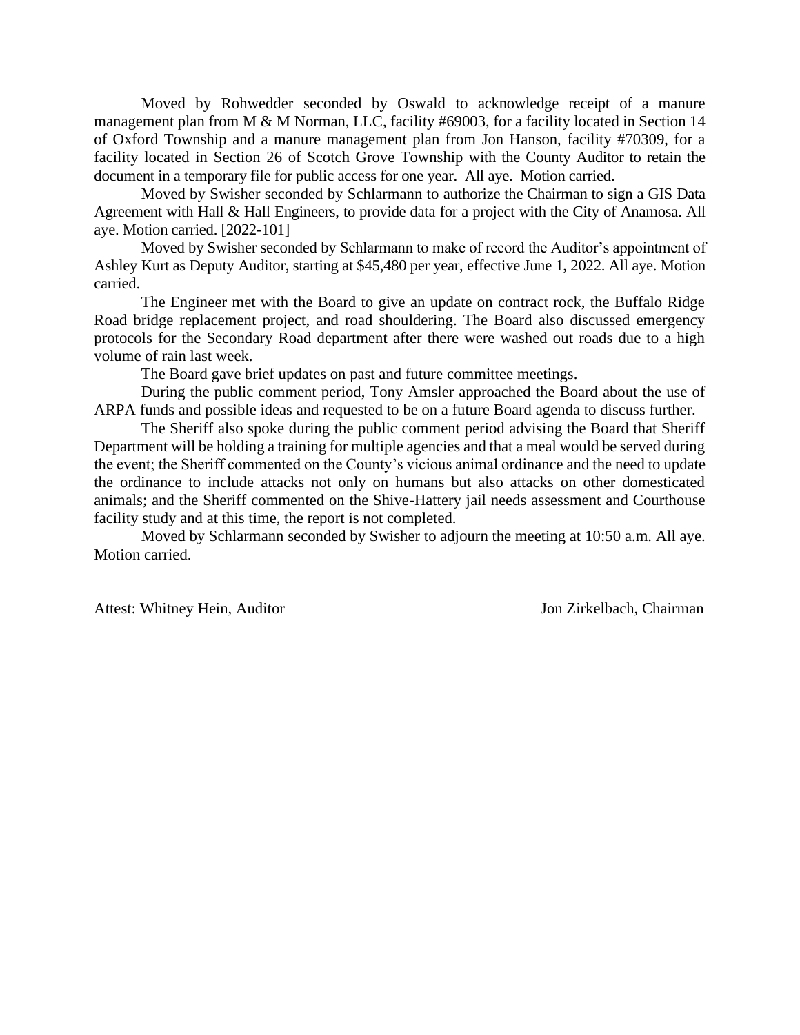Moved by Rohwedder seconded by Oswald to acknowledge receipt of a manure management plan from M & M Norman, LLC, facility #69003, for a facility located in Section 14 of Oxford Township and a manure management plan from Jon Hanson, facility #70309, for a facility located in Section 26 of Scotch Grove Township with the County Auditor to retain the document in a temporary file for public access for one year. All aye. Motion carried.

Moved by Swisher seconded by Schlarmann to authorize the Chairman to sign a GIS Data Agreement with Hall & Hall Engineers, to provide data for a project with the City of Anamosa. All aye. Motion carried. [2022-101]

Moved by Swisher seconded by Schlarmann to make of record the Auditor's appointment of Ashley Kurt as Deputy Auditor, starting at $45,480 per year, effective June 1, 2022. All aye. Motion carried.

The Engineer met with the Board to give an update on contract rock, the Buffalo Ridge Road bridge replacement project, and road shouldering. The Board also discussed emergency protocols for the Secondary Road department after there were washed out roads due to a high volume of rain last week.

The Board gave brief updates on past and future committee meetings.

During the public comment period, Tony Amsler approached the Board about the use of ARPA funds and possible ideas and requested to be on a future Board agenda to discuss further.

The Sheriff also spoke during the public comment period advising the Board that Sheriff Department will be holding a training for multiple agencies and that a meal would be served during the event; the Sheriff commented on the County's vicious animal ordinance and the need to update the ordinance to include attacks not only on humans but also attacks on other domesticated animals; and the Sheriff commented on the Shive-Hattery jail needs assessment and Courthouse facility study and at this time, the report is not completed.

Moved by Schlarmann seconded by Swisher to adjourn the meeting at 10:50 a.m. All aye. Motion carried.

Attest: Whitney Hein, Auditor

Jon Zirkelbach, Chairman